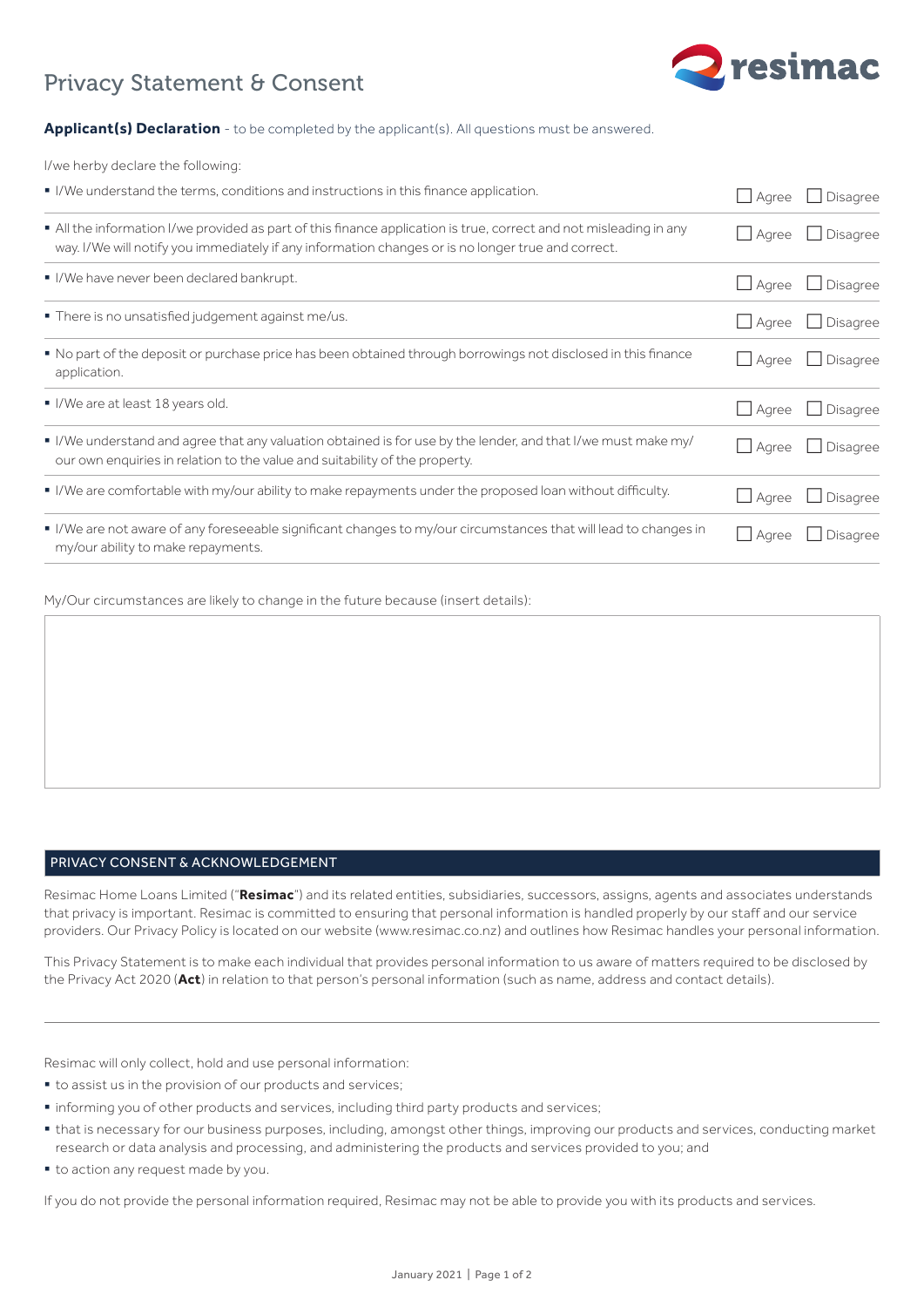# Privacy Statement & Consent

**Applicant(s) Declaration** - to be completed by the applicant(s). All questions must be answered.

I/we herby declare the following:

| Declaration | Agree | Disagree |
|---|---|---|
| I/We understand the terms, conditions and instructions in this finance application. | ☐ Agree | ☐ Disagree |
| All the information I/we provided as part of this finance application is true, correct and not misleading in any way. I/We will notify you immediately if any information changes or is no longer true and correct. | ☐ Agree | ☐ Disagree |
| I/We have never been declared bankrupt. | ☐ Agree | ☐ Disagree |
| There is no unsatisfied judgement against me/us. | ☐ Agree | ☐ Disagree |
| No part of the deposit or purchase price has been obtained through borrowings not disclosed in this finance application. | ☐ Agree | ☐ Disagree |
| I/We are at least 18 years old. | ☐ Agree | ☐ Disagree |
| I/We understand and agree that any valuation obtained is for use by the lender, and that I/we must make my/our own enquiries in relation to the value and suitability of the property. | ☐ Agree | ☐ Disagree |
| I/We are comfortable with my/our ability to make repayments under the proposed loan without difficulty. | ☐ Agree | ☐ Disagree |
| I/We are not aware of any foreseeable significant changes to my/our circumstances that will lead to changes in my/our ability to make repayments. | ☐ Agree | ☐ Disagree |

My/Our circumstances are likely to change in the future because (insert details):

## PRIVACY CONSENT & ACKNOWLEDGEMENT

Resimac Home Loans Limited ("**Resimac**") and its related entities, subsidiaries, successors, assigns, agents and associates understands that privacy is important. Resimac is committed to ensuring that personal information is handled properly by our staff and our service providers. Our Privacy Policy is located on our website (www.resimac.co.nz) and outlines how Resimac handles your personal information.

This Privacy Statement is to make each individual that provides personal information to us aware of matters required to be disclosed by the Privacy Act 2020 (**Act**) in relation to that person's personal information (such as name, address and contact details).

Resimac will only collect, hold and use personal information:

- to assist us in the provision of our products and services;
- informing you of other products and services, including third party products and services;
- that is necessary for our business purposes, including, amongst other things, improving our products and services, conducting market research or data analysis and processing, and administering the products and services provided to you; and
- to action any request made by you.

If you do not provide the personal information required, Resimac may not be able to provide you with its products and services.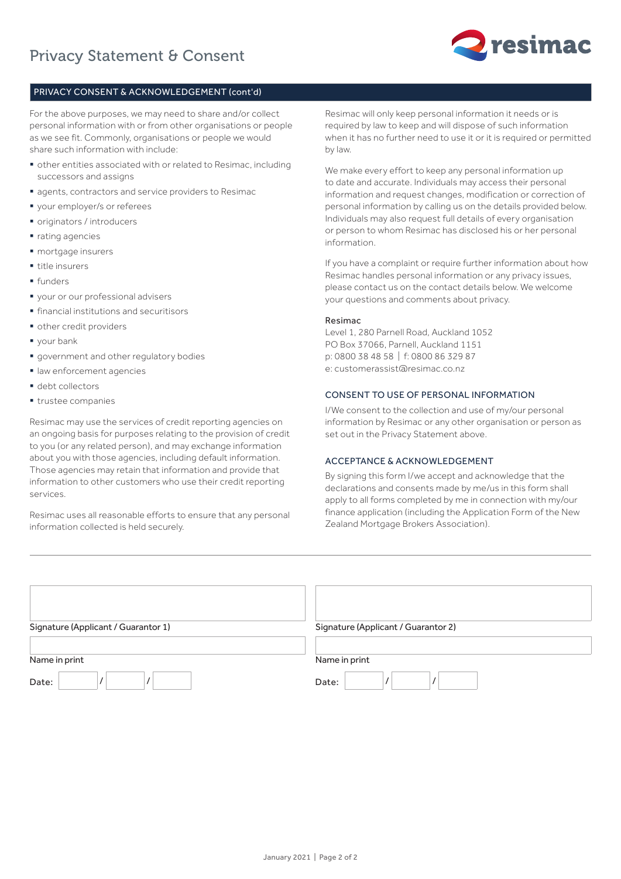# Privacy Statement & Consent

## PRIVACY CONSENT & ACKNOWLEDGEMENT (cont'd)

For the above purposes, we may need to share and/or collect personal information with or from other organisations or people as we see fit. Commonly, organisations or people we would share such information with include:

- other entities associated with or related to Resimac, including successors and assigns
- agents, contractors and service providers to Resimac
- your employer/s or referees
- originators / introducers
- rating agencies
- mortgage insurers
- title insurers
- funders
- your or our professional advisers
- financial institutions and securitisors
- other credit providers
- your bank
- government and other regulatory bodies
- law enforcement agencies
- debt collectors
- trustee companies

Resimac may use the services of credit reporting agencies on an ongoing basis for purposes relating to the provision of credit to you (or any related person), and may exchange information about you with those agencies, including default information. Those agencies may retain that information and provide that information to other customers who use their credit reporting services.

Resimac uses all reasonable efforts to ensure that any personal information collected is held securely.

Resimac will only keep personal information it needs or is required by law to keep and will dispose of such information when it has no further need to use it or it is required or permitted by law.

We make every effort to keep any personal information up to date and accurate. Individuals may access their personal information and request changes, modification or correction of personal information by calling us on the details provided below. Individuals may also request full details of every organisation or person to whom Resimac has disclosed his or her personal information.

If you have a complaint or require further information about how Resimac handles personal information or any privacy issues, please contact us on the contact details below. We welcome your questions and comments about privacy.

Resimac
Level 1, 280 Parnell Road, Auckland 1052
PO Box 37066, Parnell, Auckland 1151
p: 0800 38 48 58 | f: 0800 86 329 87
e: customerassist@resimac.co.nz

### CONSENT TO USE OF PERSONAL INFORMATION

I/We consent to the collection and use of my/our personal information by Resimac or any other organisation or person as set out in the Privacy Statement above.

### ACCEPTANCE & ACKNOWLEDGEMENT

By signing this form I/we accept and acknowledge that the declarations and consents made by me/us in this form shall apply to all forms completed by me in connection with my/our finance application (including the Application Form of the New Zealand Mortgage Brokers Association).

Signature (Applicant / Guarantor 1)

Name in print

Date: ____ / ____ / ____

Signature (Applicant / Guarantor 2)

Name in print

Date: ____ / ____ / ____